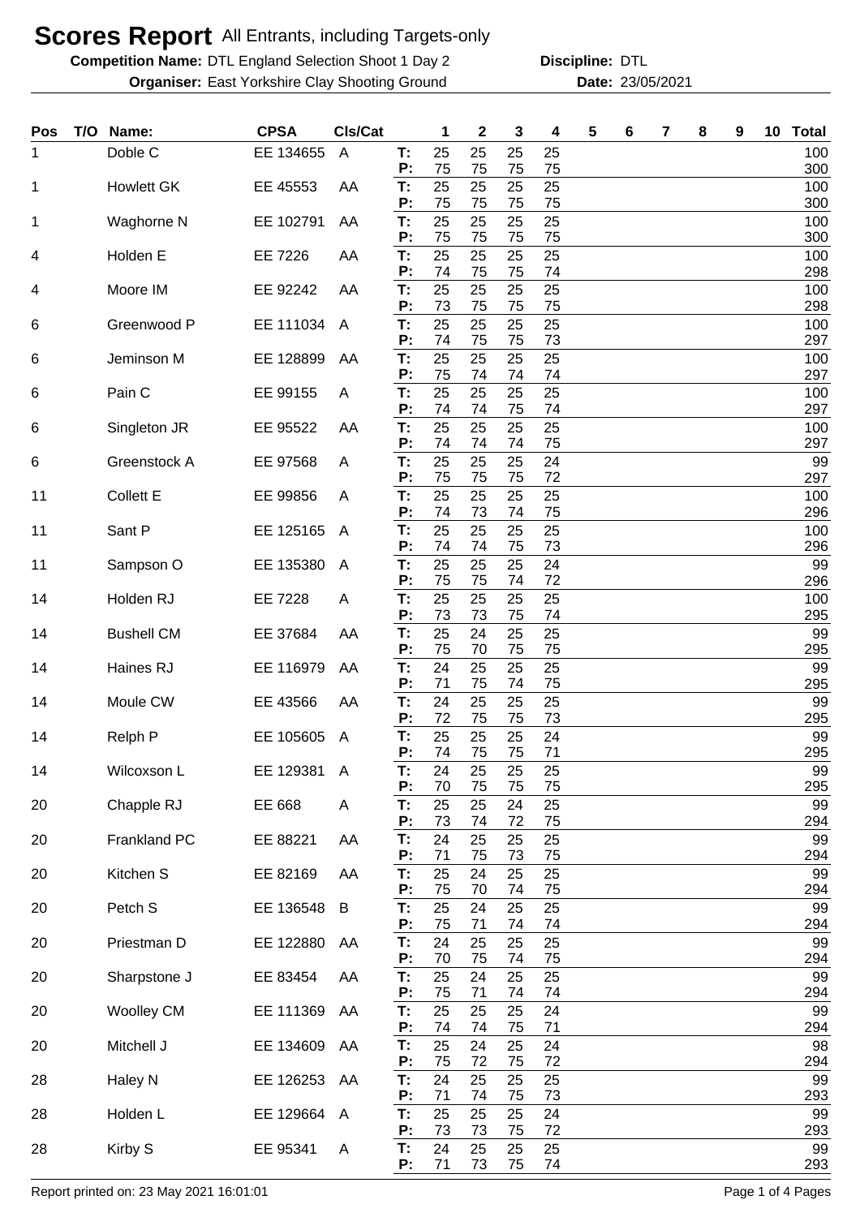# Scores Report All Entrants, including Targets-only

**Competition Name:** DTL England Selection Shoot 1 Day 2 **Discipline:** DTL

**Organiser:** East Yorkshire Clay Shooting Ground **Date:** 23/05/2021

| Pos | T/O | Name: | CPSA | Cls/Cat | | 1 | 2 | 3 | 4 | 5 | 6 | 7 | 8 | 9 | 10 | Total |
|---|---|---|---|---|---|---|---|---|---|---|---|---|---|---|---|---|
| 1 | | Doble C | EE 134655 | A | T: | 25 | 25 | 25 | 25 | | | | | | | 100 |
| | | | | | P: | 75 | 75 | 75 | 75 | | | | | | | 300 |
| 1 | | Howlett GK | EE 45553 | AA | T: | 25 | 25 | 25 | 25 | | | | | | | 100 |
| | | | | | P: | 75 | 75 | 75 | 75 | | | | | | | 300 |
| 1 | | Waghorne N | EE 102791 | AA | T: | 25 | 25 | 25 | 25 | | | | | | | 100 |
| | | | | | P: | 75 | 75 | 75 | 75 | | | | | | | 300 |
| 4 | | Holden E | EE 7226 | AA | T: | 25 | 25 | 25 | 25 | | | | | | | 100 |
| | | | | | P: | 74 | 75 | 75 | 74 | | | | | | | 298 |
| 4 | | Moore IM | EE 92242 | AA | T: | 25 | 25 | 25 | 25 | | | | | | | 100 |
| | | | | | P: | 73 | 75 | 75 | 75 | | | | | | | 298 |
| 6 | | Greenwood P | EE 111034 | A | T: | 25 | 25 | 25 | 25 | | | | | | | 100 |
| | | | | | P: | 74 | 75 | 75 | 73 | | | | | | | 297 |
| 6 | | Jeminson M | EE 128899 | AA | T: | 25 | 25 | 25 | 25 | | | | | | | 100 |
| | | | | | P: | 75 | 74 | 74 | 74 | | | | | | | 297 |
| 6 | | Pain C | EE 99155 | A | T: | 25 | 25 | 25 | 25 | | | | | | | 100 |
| | | | | | P: | 74 | 74 | 75 | 74 | | | | | | | 297 |
| 6 | | Singleton JR | EE 95522 | AA | T: | 25 | 25 | 25 | 25 | | | | | | | 100 |
| | | | | | P: | 74 | 74 | 74 | 75 | | | | | | | 297 |
| 6 | | Greenstock A | EE 97568 | A | T: | 25 | 25 | 25 | 24 | | | | | | | 99 |
| | | | | | P: | 75 | 75 | 75 | 72 | | | | | | | 297 |
| 11 | | Collett E | EE 99856 | A | T: | 25 | 25 | 25 | 25 | | | | | | | 100 |
| | | | | | P: | 74 | 73 | 74 | 75 | | | | | | | 296 |
| 11 | | Sant P | EE 125165 | A | T: | 25 | 25 | 25 | 25 | | | | | | | 100 |
| | | | | | P: | 74 | 74 | 75 | 73 | | | | | | | 296 |
| 11 | | Sampson O | EE 135380 | A | T: | 25 | 25 | 25 | 24 | | | | | | | 99 |
| | | | | | P: | 75 | 75 | 74 | 72 | | | | | | | 296 |
| 14 | | Holden RJ | EE 7228 | A | T: | 25 | 25 | 25 | 25 | | | | | | | 100 |
| | | | | | P: | 73 | 73 | 75 | 74 | | | | | | | 295 |
| 14 | | Bushell CM | EE 37684 | AA | T: | 25 | 24 | 25 | 25 | | | | | | | 99 |
| | | | | | P: | 75 | 70 | 75 | 75 | | | | | | | 295 |
| 14 | | Haines RJ | EE 116979 | AA | T: | 24 | 25 | 25 | 25 | | | | | | | 99 |
| | | | | | P: | 71 | 75 | 74 | 75 | | | | | | | 295 |
| 14 | | Moule CW | EE 43566 | AA | T: | 24 | 25 | 25 | 25 | | | | | | | 99 |
| | | | | | P: | 72 | 75 | 75 | 73 | | | | | | | 295 |
| 14 | | Relph P | EE 105605 | A | T: | 25 | 25 | 25 | 24 | | | | | | | 99 |
| | | | | | P: | 74 | 75 | 75 | 71 | | | | | | | 295 |
| 14 | | Wilcoxson L | EE 129381 | A | T: | 24 | 25 | 25 | 25 | | | | | | | 99 |
| | | | | | P: | 70 | 75 | 75 | 75 | | | | | | | 295 |
| 20 | | Chapple RJ | EE 668 | A | T: | 25 | 25 | 24 | 25 | | | | | | | 99 |
| | | | | | P: | 73 | 74 | 72 | 75 | | | | | | | 294 |
| 20 | | Frankland PC | EE 88221 | AA | T: | 24 | 25 | 25 | 25 | | | | | | | 99 |
| | | | | | P: | 71 | 75 | 73 | 75 | | | | | | | 294 |
| 20 | | Kitchen S | EE 82169 | AA | T: | 25 | 24 | 25 | 25 | | | | | | | 99 |
| | | | | | P: | 75 | 70 | 74 | 75 | | | | | | | 294 |
| 20 | | Petch S | EE 136548 | B | T: | 25 | 24 | 25 | 25 | | | | | | | 99 |
| | | | | | P: | 75 | 71 | 74 | 74 | | | | | | | 294 |
| 20 | | Priestman D | EE 122880 | AA | T: | 24 | 25 | 25 | 25 | | | | | | | 99 |
| | | | | | P: | 70 | 75 | 74 | 75 | | | | | | | 294 |
| 20 | | Sharpstone J | EE 83454 | AA | T: | 25 | 24 | 25 | 25 | | | | | | | 99 |
| | | | | | P: | 75 | 71 | 74 | 74 | | | | | | | 294 |
| 20 | | Woolley CM | EE 111369 | AA | T: | 25 | 25 | 25 | 24 | | | | | | | 99 |
| | | | | | P: | 74 | 74 | 75 | 71 | | | | | | | 294 |
| 20 | | Mitchell J | EE 134609 | AA | T: | 25 | 24 | 25 | 24 | | | | | | | 98 |
| | | | | | P: | 75 | 72 | 75 | 72 | | | | | | | 294 |
| 28 | | Haley N | EE 126253 | AA | T: | 24 | 25 | 25 | 25 | | | | | | | 99 |
| | | | | | P: | 71 | 74 | 75 | 73 | | | | | | | 293 |
| 28 | | Holden L | EE 129664 | A | T: | 25 | 25 | 25 | 24 | | | | | | | 99 |
| | | | | | P: | 73 | 73 | 75 | 72 | | | | | | | 293 |
| 28 | | Kirby S | EE 95341 | A | T: | 24 | 25 | 25 | 25 | | | | | | | 99 |
| | | | | | P: | 71 | 73 | 75 | 74 | | | | | | | 293 |

Report printed on: 23 May 2021 16:01:01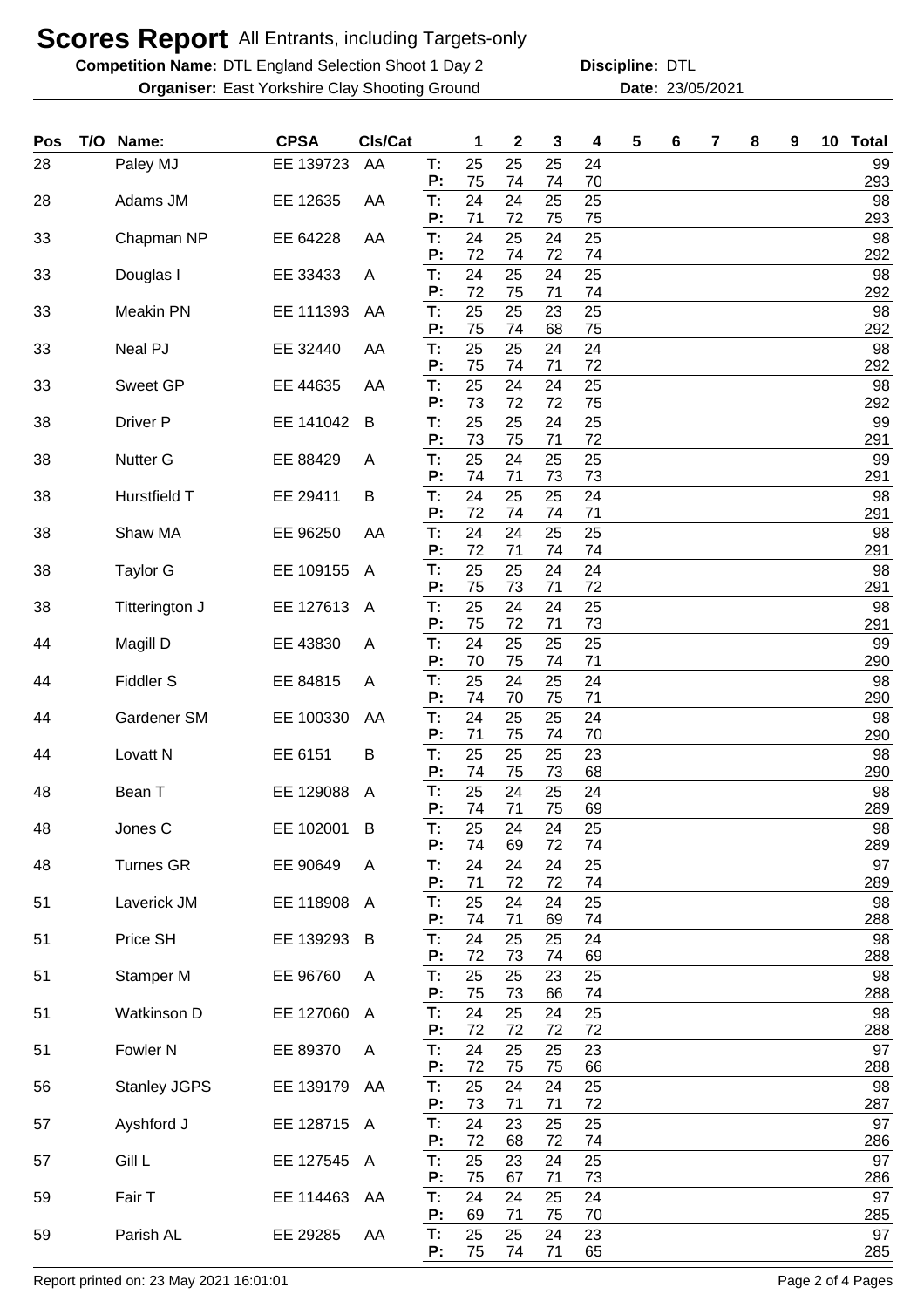# Scores Report All Entrants, including Targets-only

**Competition Name:** DTL England Selection Shoot 1 Day 2 **Discipline:** DTL

**Organiser:** East Yorkshire Clay Shooting Ground **Date:** 23/05/2021

| Pos | T/O | Name: | CPSA | Cls/Cat | | 1 | 2 | 3 | 4 | 5 | 6 | 7 | 8 | 9 | 10 | Total |
|---|---|---|---|---|---|---|---|---|---|---|---|---|---|---|---|---|
| 28 | | Paley MJ | EE 139723 | AA | T: | 25 | 25 | 25 | 24 | | | | | | | 99 |
| | | | | | P: | 75 | 74 | 74 | 70 | | | | | | | 293 |
| 28 | | Adams JM | EE 12635 | AA | T: | 24 | 24 | 25 | 25 | | | | | | | 98 |
| | | | | | P: | 71 | 72 | 75 | 75 | | | | | | | 293 |
| 33 | | Chapman NP | EE 64228 | AA | T: | 24 | 25 | 24 | 25 | | | | | | | 98 |
| | | | | | P: | 72 | 74 | 72 | 74 | | | | | | | 292 |
| 33 | | Douglas I | EE 33433 | A | T: | 24 | 25 | 24 | 25 | | | | | | | 98 |
| | | | | | P: | 72 | 75 | 71 | 74 | | | | | | | 292 |
| 33 | | Meakin PN | EE 111393 | AA | T: | 25 | 25 | 23 | 25 | | | | | | | 98 |
| | | | | | P: | 75 | 74 | 68 | 75 | | | | | | | 292 |
| 33 | | Neal PJ | EE 32440 | AA | T: | 25 | 25 | 24 | 24 | | | | | | | 98 |
| | | | | | P: | 75 | 74 | 71 | 72 | | | | | | | 292 |
| 33 | | Sweet GP | EE 44635 | AA | T: | 25 | 24 | 24 | 25 | | | | | | | 98 |
| | | | | | P: | 73 | 72 | 72 | 75 | | | | | | | 292 |
| 38 | | Driver P | EE 141042 | B | T: | 25 | 25 | 24 | 25 | | | | | | | 99 |
| | | | | | P: | 73 | 75 | 71 | 72 | | | | | | | 291 |
| 38 | | Nutter G | EE 88429 | A | T: | 25 | 24 | 25 | 25 | | | | | | | 99 |
| | | | | | P: | 74 | 71 | 73 | 73 | | | | | | | 291 |
| 38 | | Hurstfield T | EE 29411 | B | T: | 24 | 25 | 25 | 24 | | | | | | | 98 |
| | | | | | P: | 72 | 74 | 74 | 71 | | | | | | | 291 |
| 38 | | Shaw MA | EE 96250 | AA | T: | 24 | 24 | 25 | 25 | | | | | | | 98 |
| | | | | | P: | 72 | 71 | 74 | 74 | | | | | | | 291 |
| 38 | | Taylor G | EE 109155 | A | T: | 25 | 25 | 24 | 24 | | | | | | | 98 |
| | | | | | P: | 75 | 73 | 71 | 72 | | | | | | | 291 |
| 38 | | Titterington J | EE 127613 | A | T: | 25 | 24 | 24 | 25 | | | | | | | 98 |
| | | | | | P: | 75 | 72 | 71 | 73 | | | | | | | 291 |
| 44 | | Magill D | EE 43830 | A | T: | 24 | 25 | 25 | 25 | | | | | | | 99 |
| | | | | | P: | 70 | 75 | 74 | 71 | | | | | | | 290 |
| 44 | | Fiddler S | EE 84815 | A | T: | 25 | 24 | 25 | 24 | | | | | | | 98 |
| | | | | | P: | 74 | 70 | 75 | 71 | | | | | | | 290 |
| 44 | | Gardener SM | EE 100330 | AA | T: | 24 | 25 | 25 | 24 | | | | | | | 98 |
| | | | | | P: | 71 | 75 | 74 | 70 | | | | | | | 290 |
| 44 | | Lovatt N | EE 6151 | B | T: | 25 | 25 | 25 | 23 | | | | | | | 98 |
| | | | | | P: | 74 | 75 | 73 | 68 | | | | | | | 290 |
| 48 | | Bean T | EE 129088 | A | T: | 25 | 24 | 25 | 24 | | | | | | | 98 |
| | | | | | P: | 74 | 71 | 75 | 69 | | | | | | | 289 |
| 48 | | Jones C | EE 102001 | B | T: | 25 | 24 | 24 | 25 | | | | | | | 98 |
| | | | | | P: | 74 | 69 | 72 | 74 | | | | | | | 289 |
| 48 | | Turnes GR | EE 90649 | A | T: | 24 | 24 | 24 | 25 | | | | | | | 97 |
| | | | | | P: | 71 | 72 | 72 | 74 | | | | | | | 289 |
| 51 | | Laverick JM | EE 118908 | A | T: | 25 | 24 | 24 | 25 | | | | | | | 98 |
| | | | | | P: | 74 | 71 | 69 | 74 | | | | | | | 288 |
| 51 | | Price SH | EE 139293 | B | T: | 24 | 25 | 25 | 24 | | | | | | | 98 |
| | | | | | P: | 72 | 73 | 74 | 69 | | | | | | | 288 |
| 51 | | Stamper M | EE 96760 | A | T: | 25 | 25 | 23 | 25 | | | | | | | 98 |
| | | | | | P: | 75 | 73 | 66 | 74 | | | | | | | 288 |
| 51 | | Watkinson D | EE 127060 | A | T: | 24 | 25 | 24 | 25 | | | | | | | 98 |
| | | | | | P: | 72 | 72 | 72 | 72 | | | | | | | 288 |
| 51 | | Fowler N | EE 89370 | A | T: | 24 | 25 | 25 | 23 | | | | | | | 97 |
| | | | | | P: | 72 | 75 | 75 | 66 | | | | | | | 288 |
| 56 | | Stanley JGPS | EE 139179 | AA | T: | 25 | 24 | 24 | 25 | | | | | | | 98 |
| | | | | | P: | 73 | 71 | 71 | 72 | | | | | | | 287 |
| 57 | | Ayshford J | EE 128715 | A | T: | 24 | 23 | 25 | 25 | | | | | | | 97 |
| | | | | | P: | 72 | 68 | 72 | 74 | | | | | | | 286 |
| 57 | | Gill L | EE 127545 | A | T: | 25 | 23 | 24 | 25 | | | | | | | 97 |
| | | | | | P: | 75 | 67 | 71 | 73 | | | | | | | 286 |
| 59 | | Fair T | EE 114463 | AA | T: | 24 | 24 | 25 | 24 | | | | | | | 97 |
| | | | | | P: | 69 | 71 | 75 | 70 | | | | | | | 285 |
| 59 | | Parish AL | EE 29285 | AA | T: | 25 | 25 | 24 | 23 | | | | | | | 97 |
| | | | | | P: | 75 | 74 | 71 | 65 | | | | | | | 285 |

Report printed on: 23 May 2021 16:01:01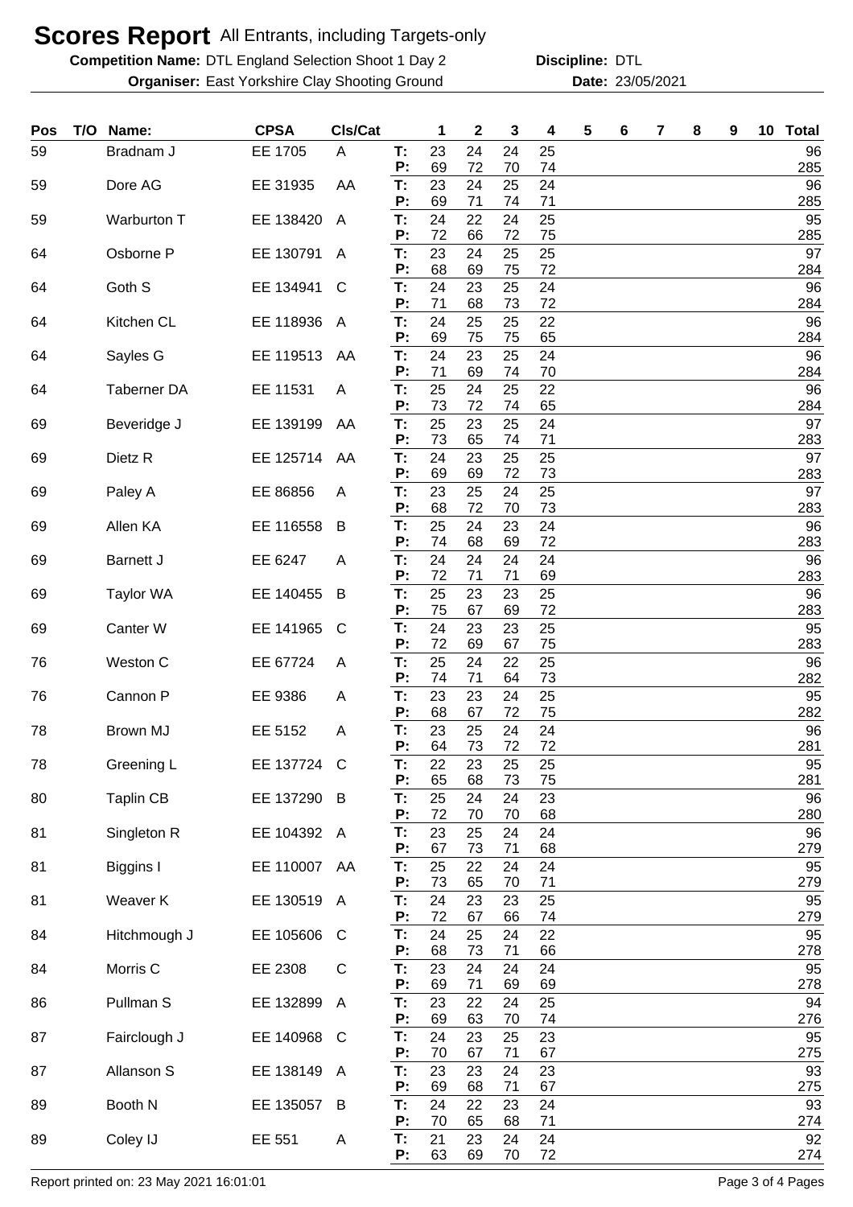# Scores Report All Entrants, including Targets-only

**Competition Name:** DTL England Selection Shoot 1 Day 2 **Discipline:** DTL

**Organiser:** East Yorkshire Clay Shooting Ground **Date:** 23/05/2021

| Pos | T/O | Name: | CPSA | Cls/Cat | | 1 | 2 | 3 | 4 | 5 | 6 | 7 | 8 | 9 | 10 | Total |
|---|---|---|---|---|---|---|---|---|---|---|---|---|---|---|---|---|
| 59 | | Bradnam J | EE 1705 | A | T: | 23 | 24 | 24 | 25 | | | | | | | 96 |
| | | | | | P: | 69 | 72 | 70 | 74 | | | | | | | 285 |
| 59 | | Dore AG | EE 31935 | AA | T: | 23 | 24 | 25 | 24 | | | | | | | 96 |
| | | | | | P: | 69 | 71 | 74 | 71 | | | | | | | 285 |
| 59 | | Warburton T | EE 138420 | A | T: | 24 | 22 | 24 | 25 | | | | | | | 95 |
| | | | | | P: | 72 | 66 | 72 | 75 | | | | | | | 285 |
| 64 | | Osborne P | EE 130791 | A | T: | 23 | 24 | 25 | 25 | | | | | | | 97 |
| | | | | | P: | 68 | 69 | 75 | 72 | | | | | | | 284 |
| 64 | | Goth S | EE 134941 | C | T: | 24 | 23 | 25 | 24 | | | | | | | 96 |
| | | | | | P: | 71 | 68 | 73 | 72 | | | | | | | 284 |
| 64 | | Kitchen CL | EE 118936 | A | T: | 24 | 25 | 25 | 22 | | | | | | | 96 |
| | | | | | P: | 69 | 75 | 75 | 65 | | | | | | | 284 |
| 64 | | Sayles G | EE 119513 | AA | T: | 24 | 23 | 25 | 24 | | | | | | | 96 |
| | | | | | P: | 71 | 69 | 74 | 70 | | | | | | | 284 |
| 64 | | Taberner DA | EE 11531 | A | T: | 25 | 24 | 25 | 22 | | | | | | | 96 |
| | | | | | P: | 73 | 72 | 74 | 65 | | | | | | | 284 |
| 69 | | Beveridge J | EE 139199 | AA | T: | 25 | 23 | 25 | 24 | | | | | | | 97 |
| | | | | | P: | 73 | 65 | 74 | 71 | | | | | | | 283 |
| 69 | | Dietz R | EE 125714 | AA | T: | 24 | 23 | 25 | 25 | | | | | | | 97 |
| | | | | | P: | 69 | 69 | 72 | 73 | | | | | | | 283 |
| 69 | | Paley A | EE 86856 | A | T: | 23 | 25 | 24 | 25 | | | | | | | 97 |
| | | | | | P: | 68 | 72 | 70 | 73 | | | | | | | 283 |
| 69 | | Allen KA | EE 116558 | B | T: | 25 | 24 | 23 | 24 | | | | | | | 96 |
| | | | | | P: | 74 | 68 | 69 | 72 | | | | | | | 283 |
| 69 | | Barnett J | EE 6247 | A | T: | 24 | 24 | 24 | 24 | | | | | | | 96 |
| | | | | | P: | 72 | 71 | 71 | 69 | | | | | | | 283 |
| 69 | | Taylor WA | EE 140455 | B | T: | 25 | 23 | 23 | 25 | | | | | | | 96 |
| | | | | | P: | 75 | 67 | 69 | 72 | | | | | | | 283 |
| 69 | | Canter W | EE 141965 | C | T: | 24 | 23 | 23 | 25 | | | | | | | 95 |
| | | | | | P: | 72 | 69 | 67 | 75 | | | | | | | 283 |
| 76 | | Weston C | EE 67724 | A | T: | 25 | 24 | 22 | 25 | | | | | | | 96 |
| | | | | | P: | 74 | 71 | 64 | 73 | | | | | | | 282 |
| 76 | | Cannon P | EE 9386 | A | T: | 23 | 23 | 24 | 25 | | | | | | | 95 |
| | | | | | P: | 68 | 67 | 72 | 75 | | | | | | | 282 |
| 78 | | Brown MJ | EE 5152 | A | T: | 23 | 25 | 24 | 24 | | | | | | | 96 |
| | | | | | P: | 64 | 73 | 72 | 72 | | | | | | | 281 |
| 78 | | Greening L | EE 137724 | C | T: | 22 | 23 | 25 | 25 | | | | | | | 95 |
| | | | | | P: | 65 | 68 | 73 | 75 | | | | | | | 281 |
| 80 | | Taplin CB | EE 137290 | B | T: | 25 | 24 | 24 | 23 | | | | | | | 96 |
| | | | | | P: | 72 | 70 | 70 | 68 | | | | | | | 280 |
| 81 | | Singleton R | EE 104392 | A | T: | 23 | 25 | 24 | 24 | | | | | | | 96 |
| | | | | | P: | 67 | 73 | 71 | 68 | | | | | | | 279 |
| 81 | | Biggins I | EE 110007 | AA | T: | 25 | 22 | 24 | 24 | | | | | | | 95 |
| | | | | | P: | 73 | 65 | 70 | 71 | | | | | | | 279 |
| 81 | | Weaver K | EE 130519 | A | T: | 24 | 23 | 23 | 25 | | | | | | | 95 |
| | | | | | P: | 72 | 67 | 66 | 74 | | | | | | | 279 |
| 84 | | Hitchmough J | EE 105606 | C | T: | 24 | 25 | 24 | 22 | | | | | | | 95 |
| | | | | | P: | 68 | 73 | 71 | 66 | | | | | | | 278 |
| 84 | | Morris C | EE 2308 | C | T: | 23 | 24 | 24 | 24 | | | | | | | 95 |
| | | | | | P: | 69 | 71 | 69 | 69 | | | | | | | 278 |
| 86 | | Pullman S | EE 132899 | A | T: | 23 | 22 | 24 | 25 | | | | | | | 94 |
| | | | | | P: | 69 | 63 | 70 | 74 | | | | | | | 276 |
| 87 | | Fairclough J | EE 140968 | C | T: | 24 | 23 | 25 | 23 | | | | | | | 95 |
| | | | | | P: | 70 | 67 | 71 | 67 | | | | | | | 275 |
| 87 | | Allanson S | EE 138149 | A | T: | 23 | 23 | 24 | 23 | | | | | | | 93 |
| | | | | | P: | 69 | 68 | 71 | 67 | | | | | | | 275 |
| 89 | | Booth N | EE 135057 | B | T: | 24 | 22 | 23 | 24 | | | | | | | 93 |
| | | | | | P: | 70 | 65 | 68 | 71 | | | | | | | 274 |
| 89 | | Coley IJ | EE 551 | A | T: | 21 | 23 | 24 | 24 | | | | | | | 92 |
| | | | | | P: | 63 | 69 | 70 | 72 | | | | | | | 274 |

Report printed on: 23 May 2021 16:01:01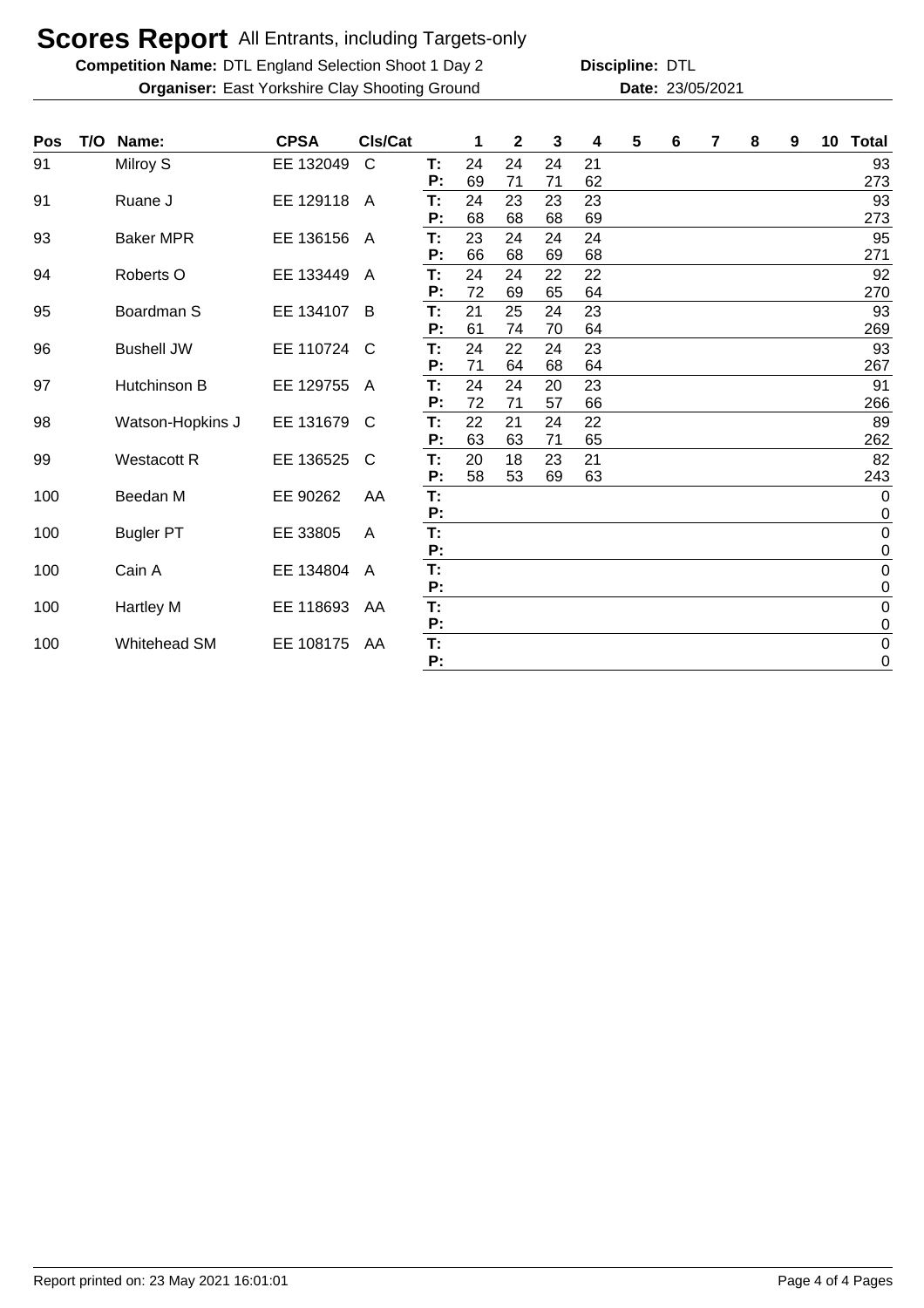# Scores Report All Entrants, including Targets-only

**Competition Name:** DTL England Selection Shoot 1 Day 2 **Discipline:** DTL

**Organiser:** East Yorkshire Clay Shooting Ground **Date:** 23/05/2021

| Pos | T/O | Name: | CPSA | Cls/Cat | | 1 | 2 | 3 | 4 | 5 | 6 | 7 | 8 | 9 | 10 | Total |
|---|---|---|---|---|---|---|---|---|---|---|---|---|---|---|---|---|
| 91 | | Milroy S | EE 132049 | C | T: | 24 | 24 | 24 | 21 | | | | | | | 93 |
| | | | | | P: | 69 | 71 | 71 | 62 | | | | | | | 273 |
| 91 | | Ruane J | EE 129118 | A | T: | 24 | 23 | 23 | 23 | | | | | | | 93 |
| | | | | | P: | 68 | 68 | 68 | 69 | | | | | | | 273 |
| 93 | | Baker MPR | EE 136156 | A | T: | 23 | 24 | 24 | 24 | | | | | | | 95 |
| | | | | | P: | 66 | 68 | 69 | 68 | | | | | | | 271 |
| 94 | | Roberts O | EE 133449 | A | T: | 24 | 24 | 22 | 22 | | | | | | | 92 |
| | | | | | P: | 72 | 69 | 65 | 64 | | | | | | | 270 |
| 95 | | Boardman S | EE 134107 | B | T: | 21 | 25 | 24 | 23 | | | | | | | 93 |
| | | | | | P: | 61 | 74 | 70 | 64 | | | | | | | 269 |
| 96 | | Bushell JW | EE 110724 | C | T: | 24 | 22 | 24 | 23 | | | | | | | 93 |
| | | | | | P: | 71 | 64 | 68 | 64 | | | | | | | 267 |
| 97 | | Hutchinson B | EE 129755 | A | T: | 24 | 24 | 20 | 23 | | | | | | | 91 |
| | | | | | P: | 72 | 71 | 57 | 66 | | | | | | | 266 |
| 98 | | Watson-Hopkins J | EE 131679 | C | T: | 22 | 21 | 24 | 22 | | | | | | | 89 |
| | | | | | P: | 63 | 63 | 71 | 65 | | | | | | | 262 |
| 99 | | Westacott R | EE 136525 | C | T: | 20 | 18 | 23 | 21 | | | | | | | 82 |
| | | | | | P: | 58 | 53 | 69 | 63 | | | | | | | 243 |
| 100 | | Beedan M | EE 90262 | AA | T: | | | | | | | | | | | 0 |
| | | | | | P: | | | | | | | | | | | 0 |
| 100 | | Bugler PT | EE 33805 | A | T: | | | | | | | | | | | 0 |
| | | | | | P: | | | | | | | | | | | 0 |
| 100 | | Cain A | EE 134804 | A | T: | | | | | | | | | | | 0 |
| | | | | | P: | | | | | | | | | | | 0 |
| 100 | | Hartley M | EE 118693 | AA | T: | | | | | | | | | | | 0 |
| | | | | | P: | | | | | | | | | | | 0 |
| 100 | | Whitehead SM | EE 108175 | AA | T: | | | | | | | | | | | 0 |
| | | | | | P: | | | | | | | | | | | 0 |

Report printed on: 23 May 2021 16:01:01